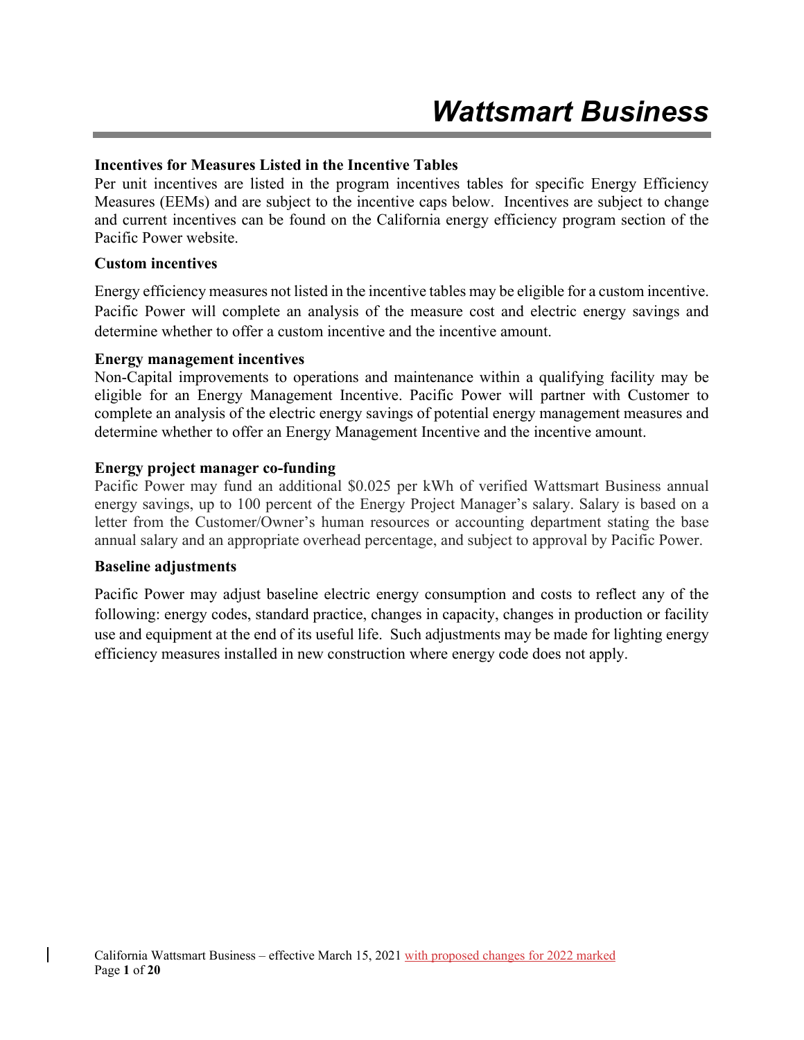# *Wattsmart Business*

**Incentives for Measures Listed in the Incentive Tables**

Per unit incentives are listed in the program incentives tables for specific Energy Efficiency Measures (EEMs) and are subject to the incentive caps below. Incentives are subject to change and current incentives can be found on the California energy efficiency program section of the Pacific Power website.

**Custom incentives**

Energy efficiency measures not listed in the incentive tables may be eligible for a custom incentive. Pacific Power will complete an analysis of the measure cost and electric energy savings and determine whether to offer a custom incentive and the incentive amount.

**Energy management incentives**

Non-Capital improvements to operations and maintenance within a qualifying facility may be eligible for an Energy Management Incentive. Pacific Power will partner with Customer to complete an analysis of the electric energy savings of potential energy management measures and determine whether to offer an Energy Management Incentive and the incentive amount.

**Energy project manager co-funding**

Pacific Power may fund an additional $0.025 per kWh of verified Wattsmart Business annual energy savings, up to 100 percent of the Energy Project Manager's salary. Salary is based on a letter from the Customer/Owner's human resources or accounting department stating the base annual salary and an appropriate overhead percentage, and subject to approval by Pacific Power.

**Baseline adjustments**

Pacific Power may adjust baseline electric energy consumption and costs to reflect any of the following: energy codes, standard practice, changes in capacity, changes in production or facility use and equipment at the end of its useful life. Such adjustments may be made for lighting energy efficiency measures installed in new construction where energy code does not apply.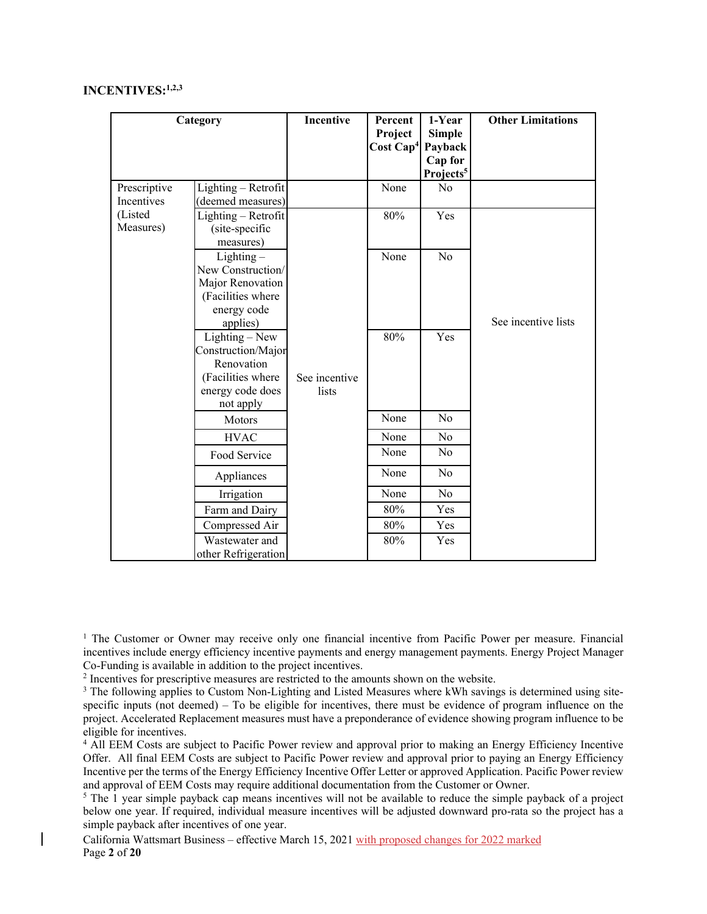## INCENTIVES:[1,2,3]

| Category | | Incentive | Percent Project Cost Cap[4] | 1-Year Simple Payback Cap for Projects[5] | Other Limitations |
|---|---|---|---|---|---|
| Prescriptive Incentives (Listed Measures) | Lighting – Retrofit (deemed measures) | | None | No | |
| | Lighting – Retrofit (site-specific measures) | See incentive lists | 80% | Yes | See incentive lists |
| | Lighting – New Construction/ Major Renovation (Facilities where energy code applies) | | None | No | |
| | Lighting – New Construction/Major Renovation (Facilities where energy code does not apply | | 80% | Yes | |
| | Motors | | None | No | |
| | HVAC | | None | No | |
| | Food Service | | None | No | |
| | Appliances | | None | No | |
| | Irrigation | | None | No | |
| | Farm and Dairy | | 80% | Yes | |
| | Compressed Air | | 80% | Yes | |
| | Wastewater and other Refrigeration | | 80% | Yes | |

[1] The Customer or Owner may receive only one financial incentive from Pacific Power per measure. Financial incentives include energy efficiency incentive payments and energy management payments. Energy Project Manager Co-Funding is available in addition to the project incentives.

[2] Incentives for prescriptive measures are restricted to the amounts shown on the website.

[3] The following applies to Custom Non-Lighting and Listed Measures where kWh savings is determined using site-specific inputs (not deemed) – To be eligible for incentives, there must be evidence of program influence on the project. Accelerated Replacement measures must have a preponderance of evidence showing program influence to be eligible for incentives.

[4] All EEM Costs are subject to Pacific Power review and approval prior to making an Energy Efficiency Incentive Offer. All final EEM Costs are subject to Pacific Power review and approval prior to paying an Energy Efficiency Incentive per the terms of the Energy Efficiency Incentive Offer Letter or approved Application. Pacific Power review and approval of EEM Costs may require additional documentation from the Customer or Owner.

[5] The 1 year simple payback cap means incentives will not be available to reduce the simple payback of a project below one year. If required, individual measure incentives will be adjusted downward pro-rata so the project has a simple payback after incentives of one year.

California Wattsmart Business – effective March 15, 2021 with proposed changes for 2022 marked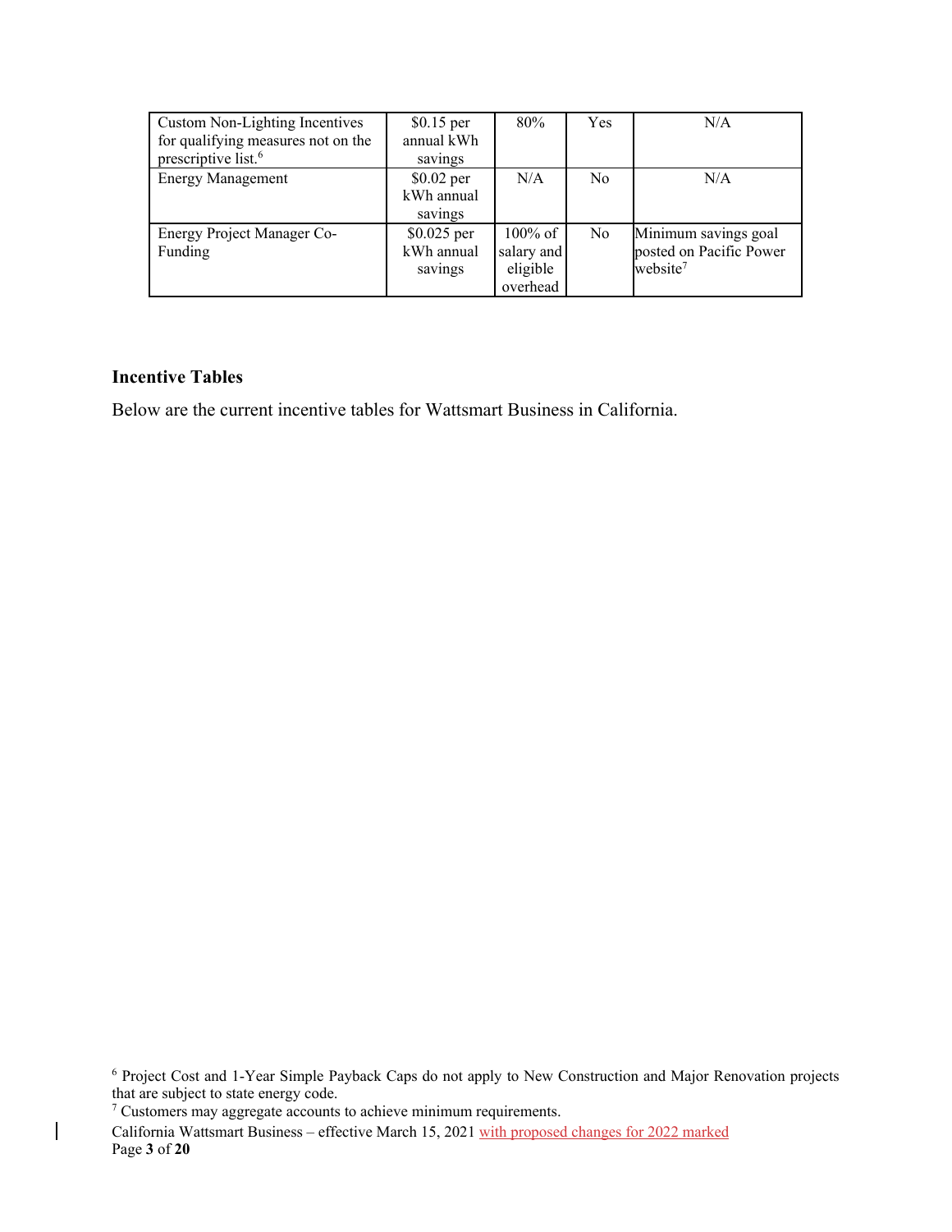| Custom Non-Lighting Incentives for qualifying measures not on the prescriptive list.[6] | $0.15 per annual kWh savings | 80% | Yes | N/A |
|---|---|---|---|---|
| Energy Management | $0.02 per kWh annual savings | N/A | No | N/A |
| Energy Project Manager Co-Funding | $0.025 per kWh annual savings | 100% of salary and eligible overhead | No | Minimum savings goal posted on Pacific Power website[7] |

**Incentive Tables**

Below are the current incentive tables for Wattsmart Business in California.

[6] Project Cost and 1-Year Simple Payback Caps do not apply to New Construction and Major Renovation projects that are subject to state energy code.

[7] Customers may aggregate accounts to achieve minimum requirements.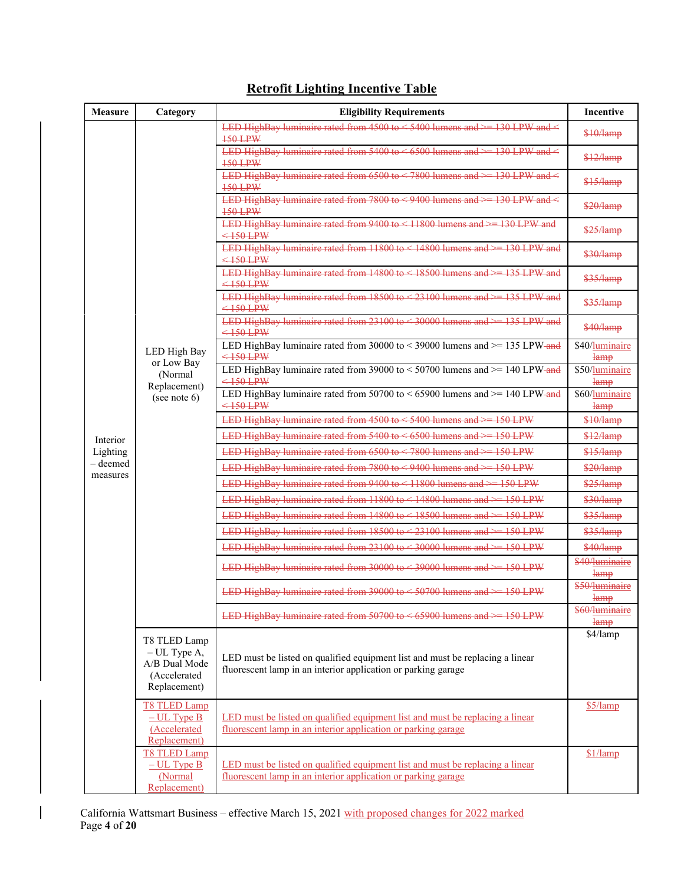# Retrofit Lighting Incentive Table

| Measure | Category | Eligibility Requirements | Incentive |
|---|---|---|---|
| Interior Lighting – deemed measures | LED High Bay or Low Bay (Normal Replacement) (see note 6) | ~~LED HighBay luminaire rated from 4500 to < 5400 lumens and >= 130 LPW and < 150 LPW~~ | ~~$10/lamp~~ |
| | | ~~LED HighBay luminaire rated from 5400 to < 6500 lumens and >= 130 LPW and < 150 LPW~~ | ~~$12/lamp~~ |
| | | ~~LED HighBay luminaire rated from 6500 to < 7800 lumens and >= 130 LPW and < 150 LPW~~ | ~~$15/lamp~~ |
| | | ~~LED HighBay luminaire rated from 7800 to < 9400 lumens and >= 130 LPW and < 150 LPW~~ | ~~$20/lamp~~ |
| | | ~~LED HighBay luminaire rated from 9400 to < 11800 lumens and >= 130 LPW and < 150 LPW~~ | ~~$25/lamp~~ |
| | | ~~LED HighBay luminaire rated from 11800 to < 14800 lumens and >= 130 LPW and < 150 LPW~~ | ~~$30/lamp~~ |
| | | ~~LED HighBay luminaire rated from 14800 to < 18500 lumens and >= 135 LPW and < 150 LPW~~ | ~~$35/lamp~~ |
| | | ~~LED HighBay luminaire rated from 18500 to < 23100 lumens and >= 135 LPW and < 150 LPW~~ | ~~$35/lamp~~ |
| | | ~~LED HighBay luminaire rated from 23100 to < 30000 lumens and >= 135 LPW and < 150 LPW~~ | ~~$40/lamp~~ |
| | | LED HighBay luminaire rated from 30000 to < 39000 lumens and >= 135 LPW ~~and < 150 LPW~~ | $40/luminaire ~~lamp~~ |
| | | LED HighBay luminaire rated from 39000 to < 50700 lumens and >= 140 LPW ~~and < 150 LPW~~ | $50/luminaire ~~lamp~~ |
| | | LED HighBay luminaire rated from 50700 to < 65900 lumens and >= 140 LPW ~~and < 150 LPW~~ | $60/luminaire ~~lamp~~ |
| | | ~~LED HighBay luminaire rated from 4500 to < 5400 lumens and >= 150 LPW~~ | ~~$10/lamp~~ |
| | | ~~LED HighBay luminaire rated from 5400 to < 6500 lumens and >= 150 LPW~~ | ~~$12/lamp~~ |
| | | ~~LED HighBay luminaire rated from 6500 to < 7800 lumens and >= 150 LPW~~ | ~~$15/lamp~~ |
| | | ~~LED HighBay luminaire rated from 7800 to < 9400 lumens and >= 150 LPW~~ | ~~$20/lamp~~ |
| | | ~~LED HighBay luminaire rated from 9400 to < 11800 lumens and >= 150 LPW~~ | ~~$25/lamp~~ |
| | | ~~LED HighBay luminaire rated from 11800 to < 14800 lumens and >= 150 LPW~~ | ~~$30/lamp~~ |
| | | ~~LED HighBay luminaire rated from 14800 to < 18500 lumens and >= 150 LPW~~ | ~~$35/lamp~~ |
| | | ~~LED HighBay luminaire rated from 18500 to < 23100 lumens and >= 150 LPW~~ | ~~$35/lamp~~ |
| | | ~~LED HighBay luminaire rated from 23100 to < 30000 lumens and >= 150 LPW~~ | ~~$40/lamp~~ |
| | | ~~LED HighBay luminaire rated from 30000 to < 39000 lumens and >= 150 LPW~~ | ~~$40/luminaire lamp~~ |
| | | ~~LED HighBay luminaire rated from 39000 to < 50700 lumens and >= 150 LPW~~ | ~~$50/luminaire lamp~~ |
| | | ~~LED HighBay luminaire rated from 50700 to < 65900 lumens and >= 150 LPW~~ | ~~$60/luminaire lamp~~ |
| | T8 TLED Lamp – UL Type A, A/B Dual Mode (Accelerated Replacement) | LED must be listed on qualified equipment list and must be replacing a linear fluorescent lamp in an interior application or parking garage | $4/lamp |
| | T8 TLED Lamp – UL Type B (Accelerated Replacement) | LED must be listed on qualified equipment list and must be replacing a linear fluorescent lamp in an interior application or parking garage | $5/lamp |
| | T8 TLED Lamp – UL Type B (Normal Replacement) | LED must be listed on qualified equipment list and must be replacing a linear fluorescent lamp in an interior application or parking garage | $1/lamp |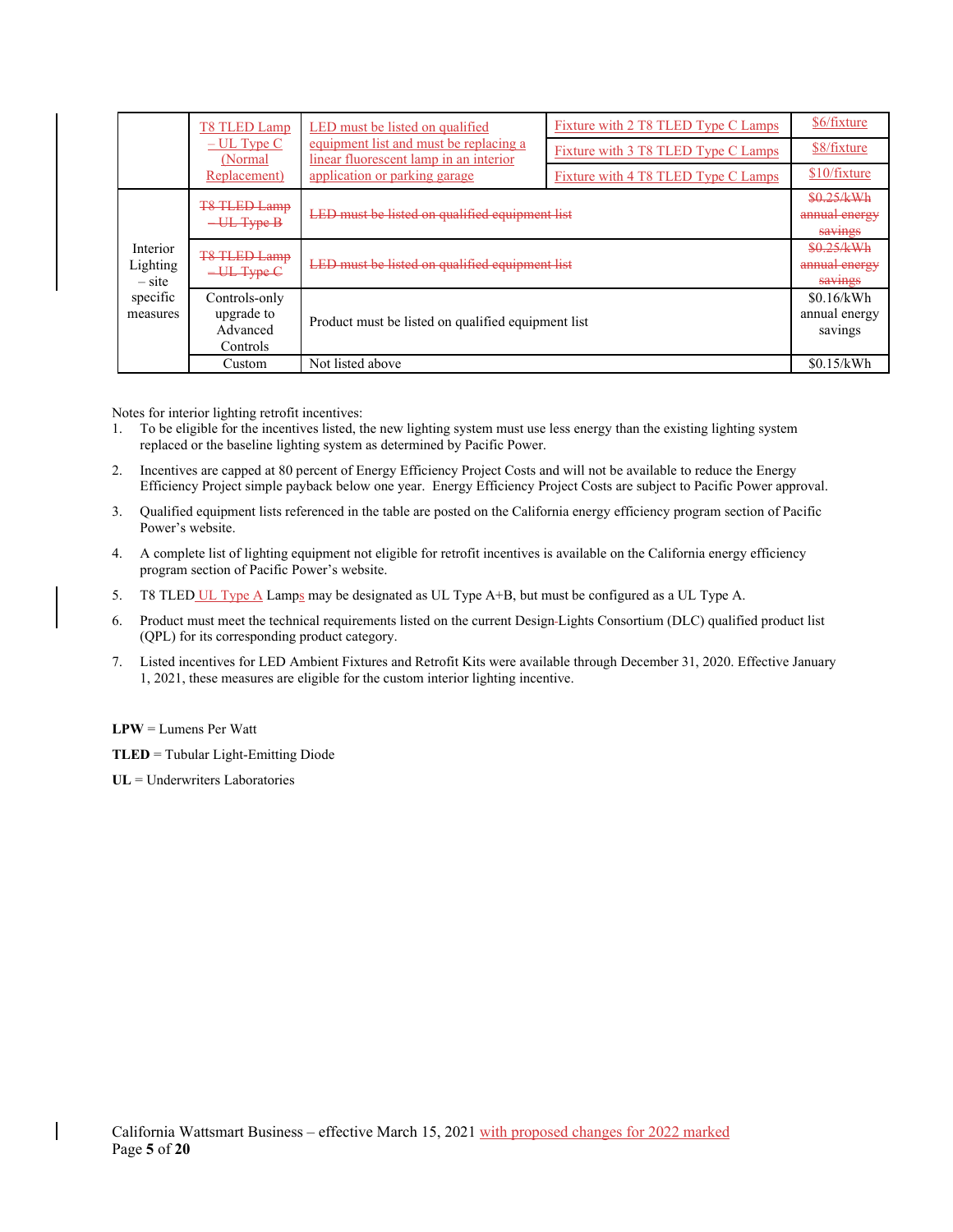|  | T8 TLED Lamp – UL Type C (Normal Replacement) | LED must be listed on qualified equipment list and must be replacing a linear fluorescent lamp in an interior application or parking garage | Fixture with 2 T8 TLED Type C Lamps | $6/fixture |
|---|---|---|---|---|
|  |  |  | Fixture with 3 T8 TLED Type C Lamps | $8/fixture |
|  |  |  | Fixture with 4 T8 TLED Type C Lamps | $10/fixture |
| Interior Lighting – site specific measures | ~~T8 TLED Lamp – UL Type B~~ | ~~LED must be listed on qualified equipment list~~ |  | ~~$0.25/kWh annual energy savings~~ |
|  | ~~T8 TLED Lamp – UL Type C~~ | ~~LED must be listed on qualified equipment list~~ |  | ~~$0.25/kWh annual energy savings~~ |
|  | Controls-only upgrade to Advanced Controls | Product must be listed on qualified equipment list |  | $0.16/kWh annual energy savings |
|  | Custom | Not listed above |  | $0.15/kWh |

Notes for interior lighting retrofit incentives:

1. To be eligible for the incentives listed, the new lighting system must use less energy than the existing lighting system replaced or the baseline lighting system as determined by Pacific Power.
2. Incentives are capped at 80 percent of Energy Efficiency Project Costs and will not be available to reduce the Energy Efficiency Project simple payback below one year. Energy Efficiency Project Costs are subject to Pacific Power approval.
3. Qualified equipment lists referenced in the table are posted on the California energy efficiency program section of Pacific Power's website.
4. A complete list of lighting equipment not eligible for retrofit incentives is available on the California energy efficiency program section of Pacific Power's website.
5. T8 TLED UL Type A Lamps may be designated as UL Type A+B, but must be configured as a UL Type A.
6. Product must meet the technical requirements listed on the current Design-Lights Consortium (DLC) qualified product list (QPL) for its corresponding product category.
7. Listed incentives for LED Ambient Fixtures and Retrofit Kits were available through December 31, 2020. Effective January 1, 2021, these measures are eligible for the custom interior lighting incentive.

**LPW** = Lumens Per Watt

**TLED** = Tubular Light-Emitting Diode

**UL** = Underwriters Laboratories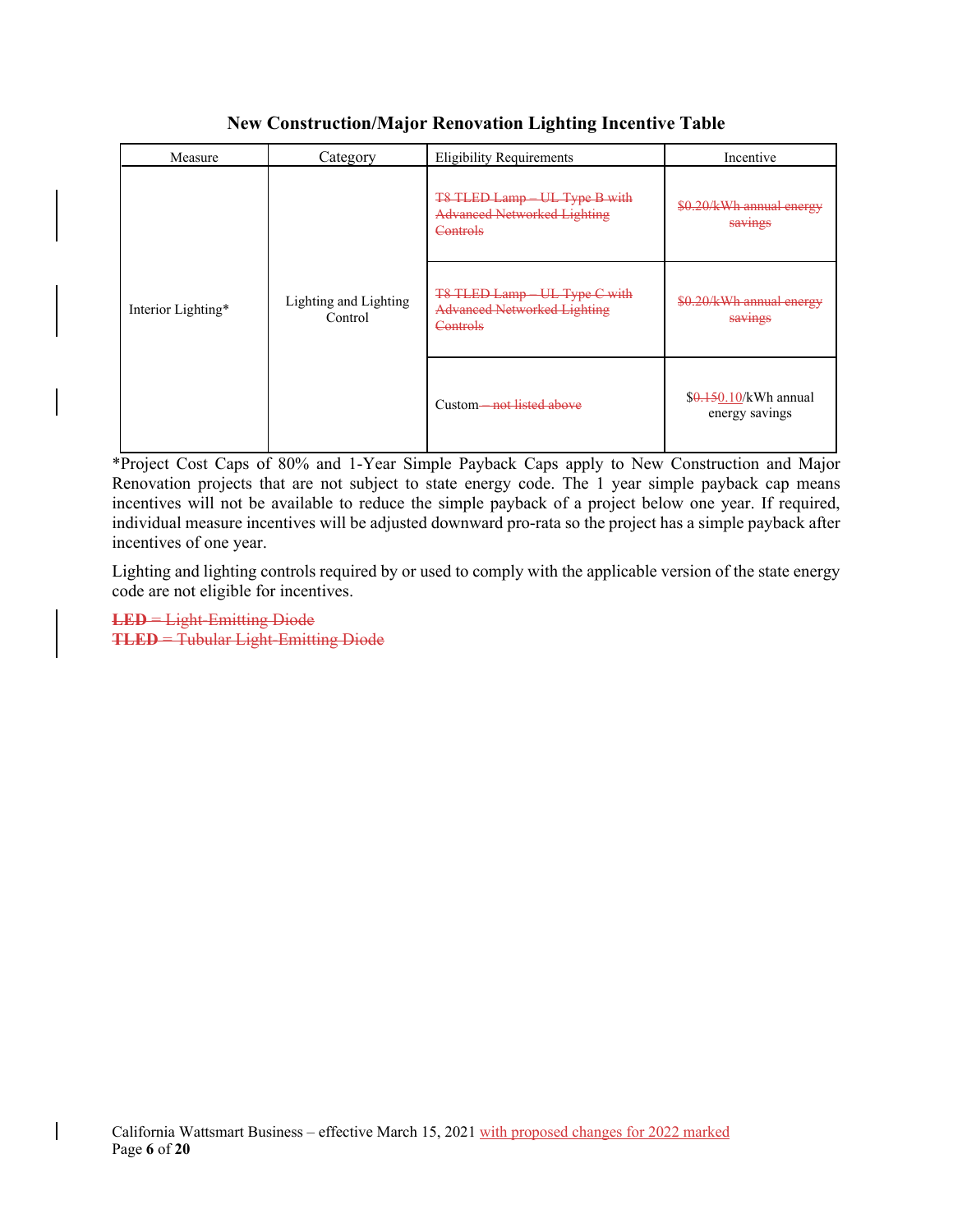### New Construction/Major Renovation Lighting Incentive Table

| Measure | Category | Eligibility Requirements | Incentive |
|---|---|---|---|
| Interior Lighting* | Lighting and Lighting Control | ~~T8 TLED Lamp – UL Type B with Advanced Networked Lighting Controls~~ | ~~$0.20/kWh annual energy savings~~ |
| | | ~~T8 TLED Lamp – UL Type C with Advanced Networked Lighting Controls~~ | ~~$0.20/kWh annual energy savings~~ |
| | | Custom~~ – not listed above~~ | $~~0.15~~0.10/kWh annual energy savings |

*Project Cost Caps of 80% and 1-Year Simple Payback Caps apply to New Construction and Major Renovation projects that are not subject to state energy code. The 1 year simple payback cap means incentives will not be available to reduce the simple payback of a project below one year. If required, individual measure incentives will be adjusted downward pro-rata so the project has a simple payback after incentives of one year.

Lighting and lighting controls required by or used to comply with the applicable version of the state energy code are not eligible for incentives.

~~**LED** = Light-Emitting Diode~~
~~**TLED** = Tubular Light-Emitting Diode~~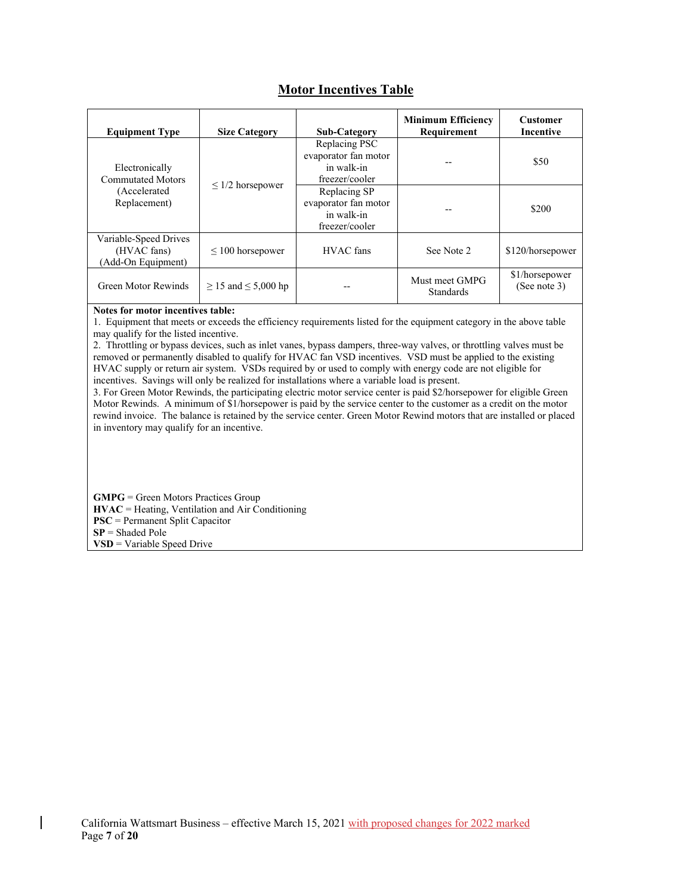## Motor Incentives Table

| Equipment Type | Size Category | Sub-Category | Minimum Efficiency Requirement | Customer Incentive |
|---|---|---|---|---|
| Electronically Commutated Motors (Accelerated Replacement) | ≤ 1/2 horsepower | Replacing PSC evaporator fan motor in walk-in freezer/cooler | -- | $50 |
| | | Replacing SP evaporator fan motor in walk-in freezer/cooler | -- | $200 |
| Variable-Speed Drives (HVAC fans) (Add-On Equipment) | ≤ 100 horsepower | HVAC fans | See Note 2 | $120/horsepower |
| Green Motor Rewinds | ≥ 15 and ≤ 5,000 hp | -- | Must meet GMPG Standards | $1/horsepower (See note 3) |

**Notes for motor incentives table:**

1. Equipment that meets or exceeds the efficiency requirements listed for the equipment category in the above table may qualify for the listed incentive.
2. Throttling or bypass devices, such as inlet vanes, bypass dampers, three-way valves, or throttling valves must be removed or permanently disabled to qualify for HVAC fan VSD incentives. VSD must be applied to the existing HVAC supply or return air system. VSDs required by or used to comply with energy code are not eligible for incentives. Savings will only be realized for installations where a variable load is present.
3. For Green Motor Rewinds, the participating electric motor service center is paid $2/horsepower for eligible Green Motor Rewinds. A minimum of $1/horsepower is paid by the service center to the customer as a credit on the motor rewind invoice. The balance is retained by the service center. Green Motor Rewind motors that are installed or placed in inventory may qualify for an incentive.

**GMPG** = Green Motors Practices Group
**HVAC** = Heating, Ventilation and Air Conditioning
**PSC** = Permanent Split Capacitor
**SP** = Shaded Pole
**VSD** = Variable Speed Drive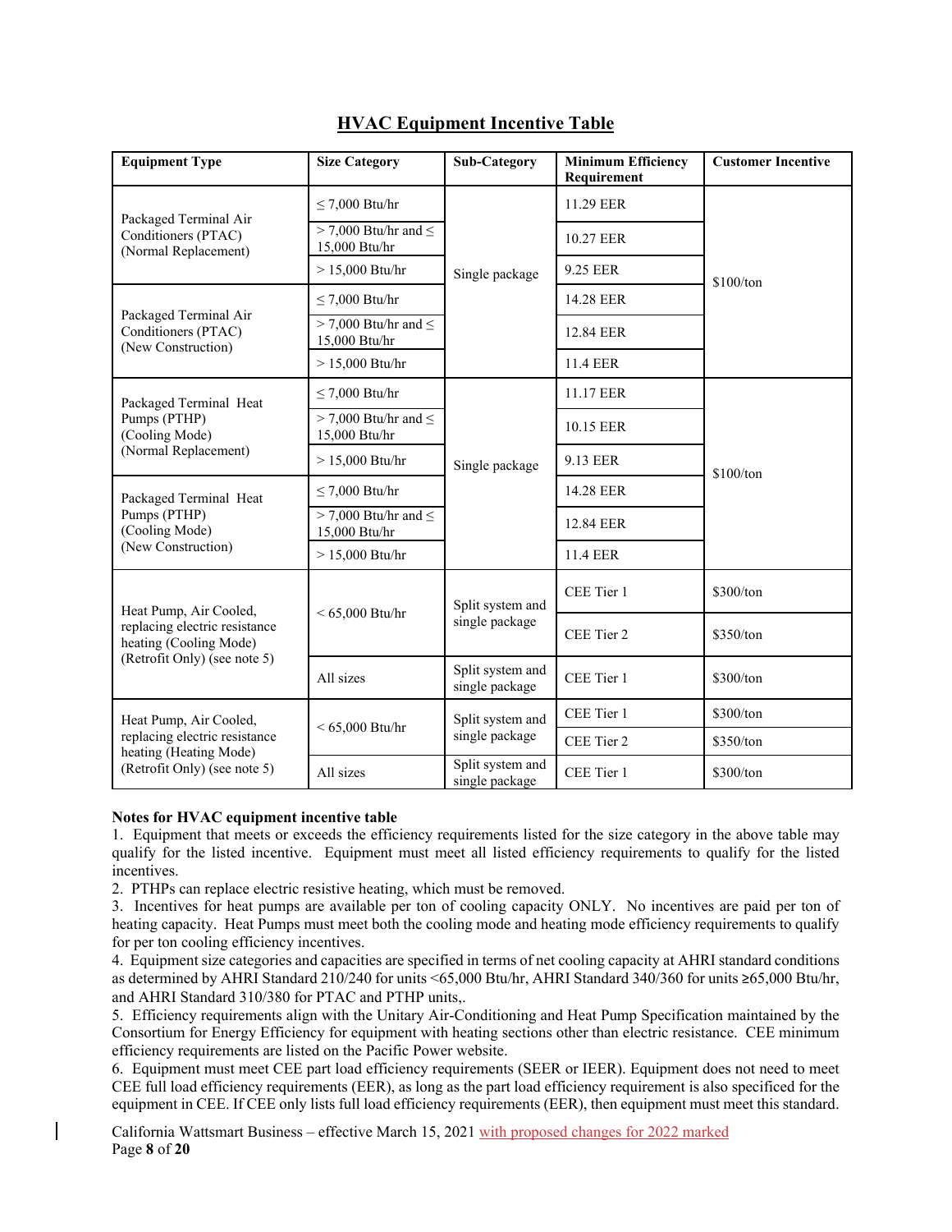## HVAC Equipment Incentive Table

| Equipment Type | Size Category | Sub-Category | Minimum Efficiency Requirement | Customer Incentive |
|---|---|---|---|---|
| Packaged Terminal Air Conditioners (PTAC) (Normal Replacement) | ≤ 7,000 Btu/hr | Single package | 11.29 EER | $100/ton |
| | > 7,000 Btu/hr and ≤ 15,000 Btu/hr | | 10.27 EER | |
| | > 15,000 Btu/hr | | 9.25 EER | |
| Packaged Terminal Air Conditioners (PTAC) (New Construction) | ≤ 7,000 Btu/hr | | 14.28 EER | |
| | > 7,000 Btu/hr and ≤ 15,000 Btu/hr | | 12.84 EER | |
| | > 15,000 Btu/hr | | 11.4 EER | |
| Packaged Terminal Heat Pumps (PTHP) (Cooling Mode) (Normal Replacement) | ≤ 7,000 Btu/hr | Single package | 11.17 EER | $100/ton |
| | > 7,000 Btu/hr and ≤ 15,000 Btu/hr | | 10.15 EER | |
| | > 15,000 Btu/hr | | 9.13 EER | |
| Packaged Terminal Heat Pumps (PTHP) (Cooling Mode) (New Construction) | ≤ 7,000 Btu/hr | | 14.28 EER | |
| | > 7,000 Btu/hr and ≤ 15,000 Btu/hr | | 12.84 EER | |
| | > 15,000 Btu/hr | | 11.4 EER | |
| Heat Pump, Air Cooled, replacing electric resistance heating (Cooling Mode) (Retrofit Only) (see note 5) | < 65,000 Btu/hr | Split system and single package | CEE Tier 1 | $300/ton |
| | | | CEE Tier 2 | $350/ton |
| | All sizes | Split system and single package | CEE Tier 1 | $300/ton |
| Heat Pump, Air Cooled, replacing electric resistance heating (Heating Mode) (Retrofit Only) (see note 5) | < 65,000 Btu/hr | Split system and single package | CEE Tier 1 | $300/ton |
| | | | CEE Tier 2 | $350/ton |
| | All sizes | Split system and single package | CEE Tier 1 | $300/ton |

**Notes for HVAC equipment incentive table**

1. Equipment that meets or exceeds the efficiency requirements listed for the size category in the above table may qualify for the listed incentive. Equipment must meet all listed efficiency requirements to qualify for the listed incentives.
2. PTHPs can replace electric resistive heating, which must be removed.
3. Incentives for heat pumps are available per ton of cooling capacity ONLY. No incentives are paid per ton of heating capacity. Heat Pumps must meet both the cooling mode and heating mode efficiency requirements to qualify for per ton cooling efficiency incentives.
4. Equipment size categories and capacities are specified in terms of net cooling capacity at AHRI standard conditions as determined by AHRI Standard 210/240 for units <65,000 Btu/hr, AHRI Standard 340/360 for units ≥65,000 Btu/hr, and AHRI Standard 310/380 for PTAC and PTHP units,.
5. Efficiency requirements align with the Unitary Air-Conditioning and Heat Pump Specification maintained by the Consortium for Energy Efficiency for equipment with heating sections other than electric resistance. CEE minimum efficiency requirements are listed on the Pacific Power website.
6. Equipment must meet CEE part load efficiency requirements (SEER or IEER). Equipment does not need to meet CEE full load efficiency requirements (EER), as long as the part load efficiency requirement is also specificed for the equipment in CEE. If CEE only lists full load efficiency requirements (EER), then equipment must meet this standard.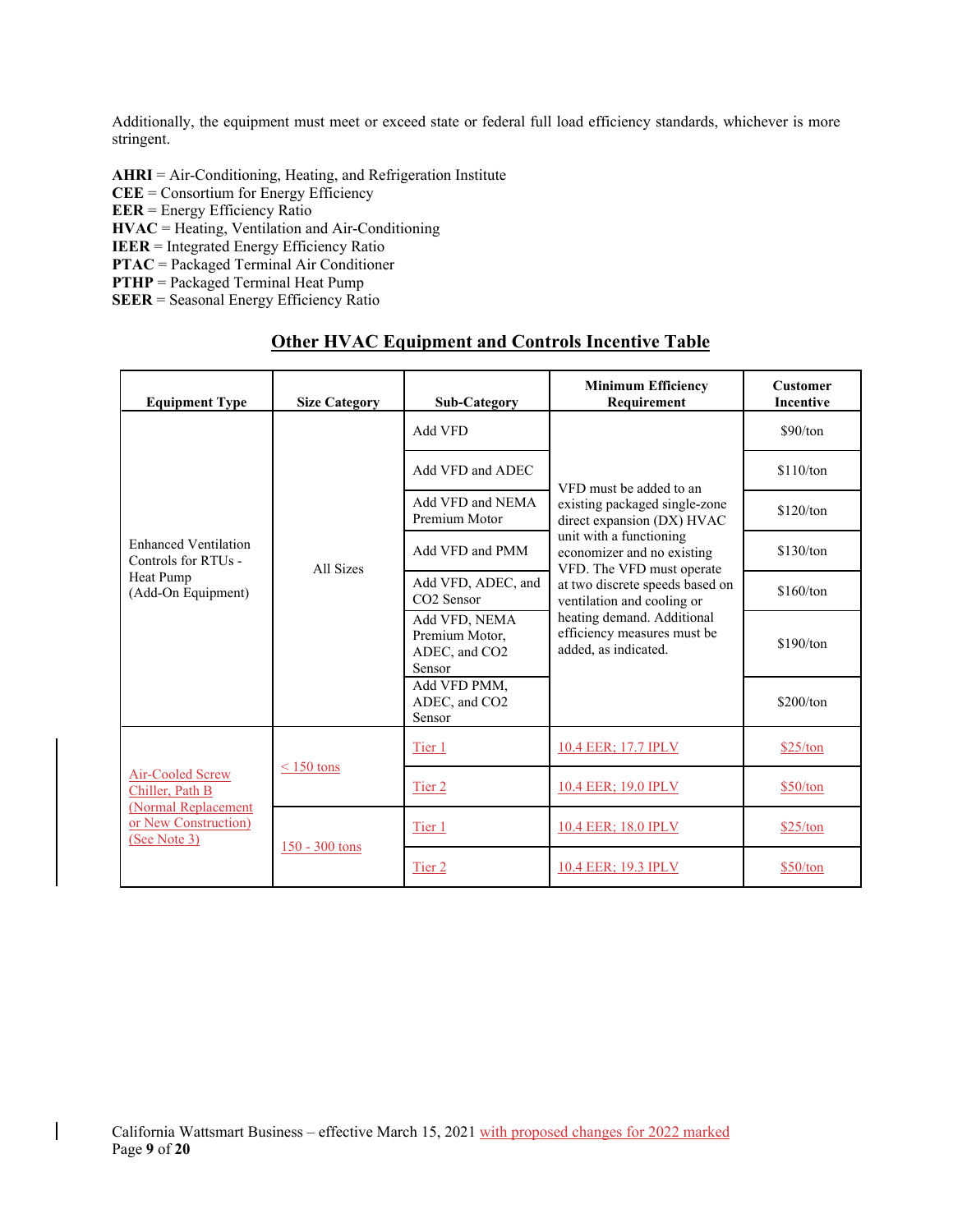Additionally, the equipment must meet or exceed state or federal full load efficiency standards, whichever is more stringent.

**AHRI** = Air-Conditioning, Heating, and Refrigeration Institute
**CEE** = Consortium for Energy Efficiency
**EER** = Energy Efficiency Ratio
**HVAC** = Heating, Ventilation and Air-Conditioning
**IEER** = Integrated Energy Efficiency Ratio
**PTAC** = Packaged Terminal Air Conditioner
**PTHP** = Packaged Terminal Heat Pump
**SEER** = Seasonal Energy Efficiency Ratio

## Other HVAC Equipment and Controls Incentive Table

| Equipment Type | Size Category | Sub-Category | Minimum Efficiency Requirement | Customer Incentive |
|---|---|---|---|---|
| Enhanced Ventilation Controls for RTUs - Heat Pump (Add-On Equipment) | All Sizes | Add VFD | VFD must be added to an existing packaged single-zone direct expansion (DX) HVAC unit with a functioning economizer and no existing VFD. The VFD must operate at two discrete speeds based on ventilation and cooling or heating demand. Additional efficiency measures must be added, as indicated. | $90/ton |
| | | Add VFD and ADEC | | $110/ton |
| | | Add VFD and NEMA Premium Motor | | $120/ton |
| | | Add VFD and PMM | | $130/ton |
| | | Add VFD, ADEC, and CO2 Sensor | | $160/ton |
| | | Add VFD, NEMA Premium Motor, ADEC, and CO2 Sensor | | $190/ton |
| | | Add VFD PMM, ADEC, and CO2 Sensor | | $200/ton |
| Air-Cooled Screw Chiller, Path B (Normal Replacement or New Construction) (See Note 3) | < 150 tons | Tier 1 | 10.4 EER; 17.7 IPLV | $25/ton |
| | | Tier 2 | 10.4 EER; 19.0 IPLV | $50/ton |
| | 150 - 300 tons | Tier 1 | 10.4 EER; 18.0 IPLV | $25/ton |
| | | Tier 2 | 10.4 EER; 19.3 IPLV | $50/ton |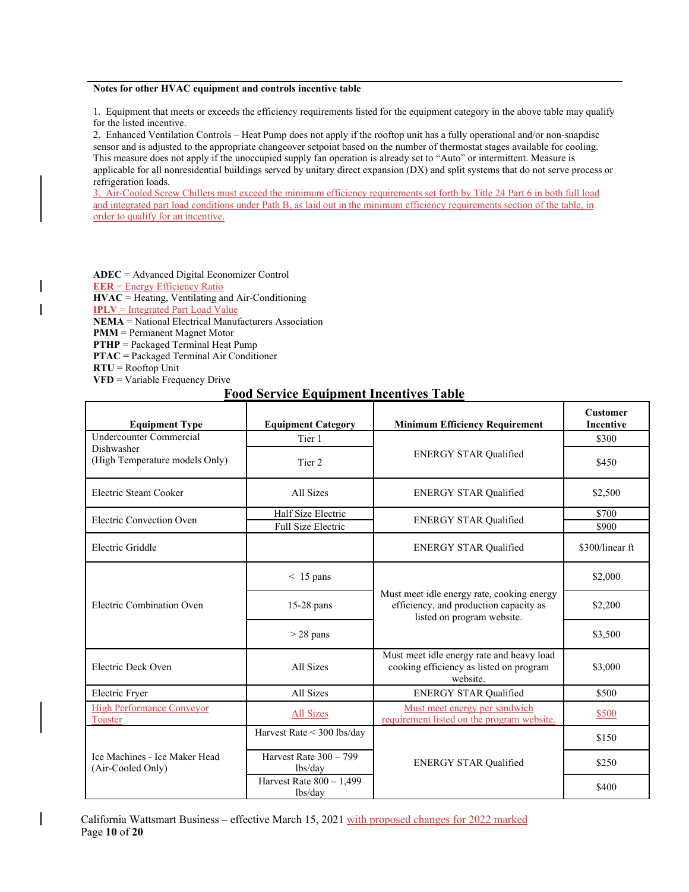**Notes for other HVAC equipment and controls incentive table**

1. Equipment that meets or exceeds the efficiency requirements listed for the equipment category in the above table may qualify for the listed incentive.
2. Enhanced Ventilation Controls – Heat Pump does not apply if the rooftop unit has a fully operational and/or non-snapdisc sensor and is adjusted to the appropriate changeover setpoint based on the number of thermostat stages available for cooling. This measure does not apply if the unoccupied supply fan operation is already set to "Auto" or intermittent. Measure is applicable for all nonresidential buildings served by unitary direct expansion (DX) and split systems that do not serve process or refrigeration loads.
3. Air-Cooled Screw Chillers must exceed the minimum efficiency requirements set forth by Title 24 Part 6 in both full load and integrated part load conditions under Path B, as laid out in the minimum efficiency requirements section of the table, in order to qualify for an incentive.

**ADEC** = Advanced Digital Economizer Control
**EER** = Energy Efficiency Ratio
**HVAC** = Heating, Ventilating and Air-Conditioning
**IPLV** = Integrated Part Load Value
**NEMA** = National Electrical Manufacturers Association
**PMM** = Permanent Magnet Motor
**PTHP** = Packaged Terminal Heat Pump
**PTAC** = Packaged Terminal Air Conditioner
**RTU** = Rooftop Unit
**VFD** = Variable Frequency Drive

## Food Service Equipment Incentives Table

| Equipment Type | Equipment Category | Minimum Efficiency Requirement | Customer Incentive |
|---|---|---|---|
| Undercounter Commercial Dishwasher (High Temperature models Only) | Tier 1 | ENERGY STAR Qualified | $300 |
| | Tier 2 | | $450 |
| Electric Steam Cooker | All Sizes | ENERGY STAR Qualified | $2,500 |
| Electric Convection Oven | Half Size Electric | ENERGY STAR Qualified | $700 |
| | Full Size Electric | | $900 |
| Electric Griddle | | ENERGY STAR Qualified | $300/linear ft |
| Electric Combination Oven | < 15 pans | Must meet idle energy rate, cooking energy efficiency, and production capacity as listed on program website. | $2,000 |
| | 15-28 pans | | $2,200 |
| | > 28 pans | | $3,500 |
| Electric Deck Oven | All Sizes | Must meet idle energy rate and heavy load cooking efficiency as listed on program website. | $3,000 |
| Electric Fryer | All Sizes | ENERGY STAR Qualified | $500 |
| High Performance Conveyor Toaster | All Sizes | Must meet energy per sandwich requirement listed on the program website. | $500 |
| Ice Machines - Ice Maker Head (Air-Cooled Only) | Harvest Rate < 300 lbs/day | ENERGY STAR Qualified | $150 |
| | Harvest Rate 300 – 799 lbs/day | | $250 |
| | Harvest Rate 800 – 1,499 lbs/day | | $400 |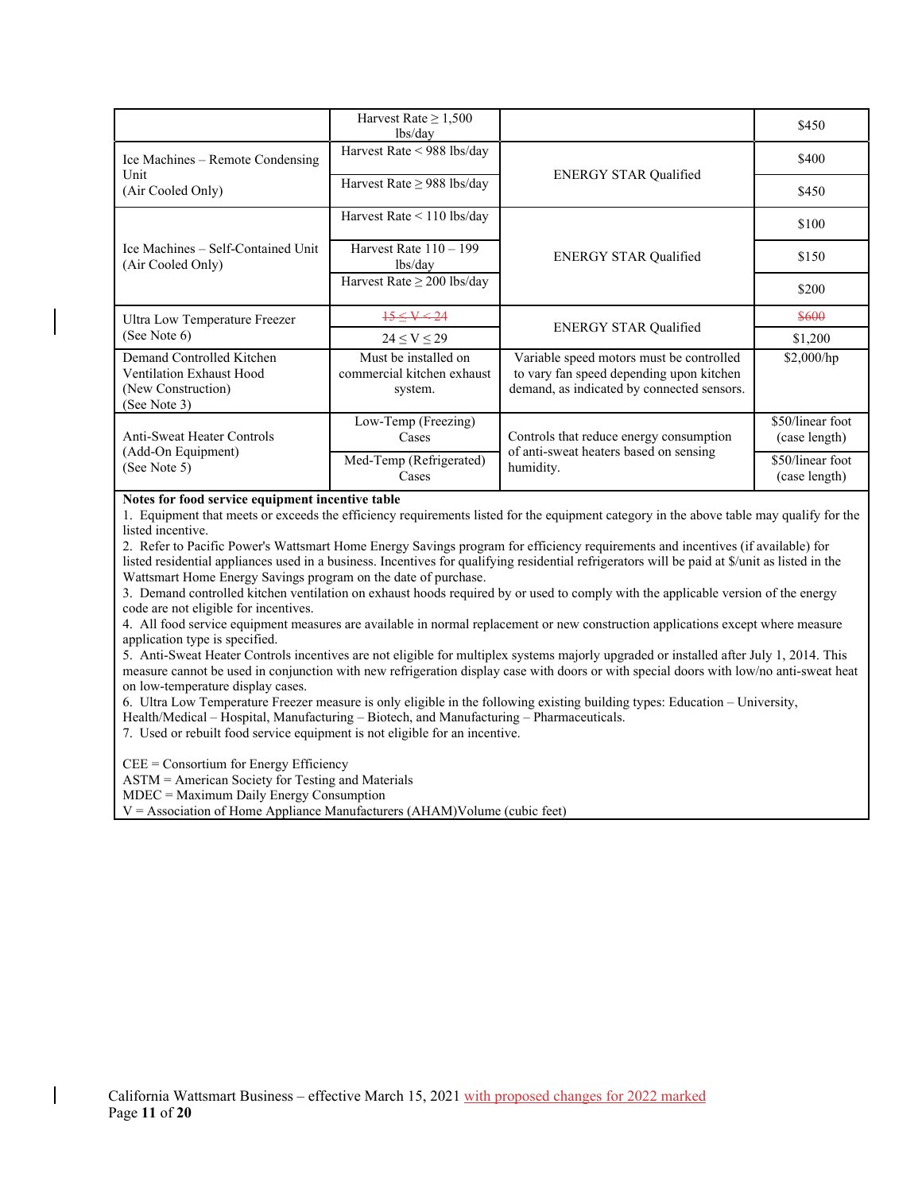| | | | |
|---|---|---|---|
| | Harvest Rate ≥ 1,500 lbs/day | | $450 |
| Ice Machines – Remote Condensing Unit (Air Cooled Only) | Harvest Rate < 988 lbs/day | ENERGY STAR Qualified | $400 |
| | Harvest Rate ≥ 988 lbs/day | | $450 |
| Ice Machines – Self-Contained Unit (Air Cooled Only) | Harvest Rate < 110 lbs/day | ENERGY STAR Qualified | $100 |
| | Harvest Rate 110 – 199 lbs/day | | $150 |
| | Harvest Rate ≥ 200 lbs/day | | $200 |
| Ultra Low Temperature Freezer (See Note 6) | ~~15 ≤ V < 24~~ | ENERGY STAR Qualified | ~~$600~~ |
| | 24 ≤ V ≤ 29 | | $1,200 |
| Demand Controlled Kitchen Ventilation Exhaust Hood (New Construction) (See Note 3) | Must be installed on commercial kitchen exhaust system. | Variable speed motors must be controlled to vary fan speed depending upon kitchen demand, as indicated by connected sensors. | $2,000/hp |
| Anti-Sweat Heater Controls (Add-On Equipment) (See Note 5) | Low-Temp (Freezing) Cases | Controls that reduce energy consumption of anti-sweat heaters based on sensing humidity. | $50/linear foot (case length) |
| | Med-Temp (Refrigerated) Cases | | $50/linear foot (case length) |

**Notes for food service equipment incentive table**

1. Equipment that meets or exceeds the efficiency requirements listed for the equipment category in the above table may qualify for the listed incentive.
2. Refer to Pacific Power's Wattsmart Home Energy Savings program for efficiency requirements and incentives (if available) for listed residential appliances used in a business. Incentives for qualifying residential refrigerators will be paid at $/unit as listed in the Wattsmart Home Energy Savings program on the date of purchase.
3. Demand controlled kitchen ventilation on exhaust hoods required by or used to comply with the applicable version of the energy code are not eligible for incentives.
4. All food service equipment measures are available in normal replacement or new construction applications except where measure application type is specified.
5. Anti-Sweat Heater Controls incentives are not eligible for multiplex systems majorly upgraded or installed after July 1, 2014. This measure cannot be used in conjunction with new refrigeration display case with doors or with special doors with low/no anti-sweat heat on low-temperature display cases.
6. Ultra Low Temperature Freezer measure is only eligible in the following existing building types: Education – University, Health/Medical – Hospital, Manufacturing – Biotech, and Manufacturing – Pharmaceuticals.
7. Used or rebuilt food service equipment is not eligible for an incentive.

CEE = Consortium for Energy Efficiency
ASTM = American Society for Testing and Materials
MDEC = Maximum Daily Energy Consumption
V = Association of Home Appliance Manufacturers (AHAM)Volume (cubic feet)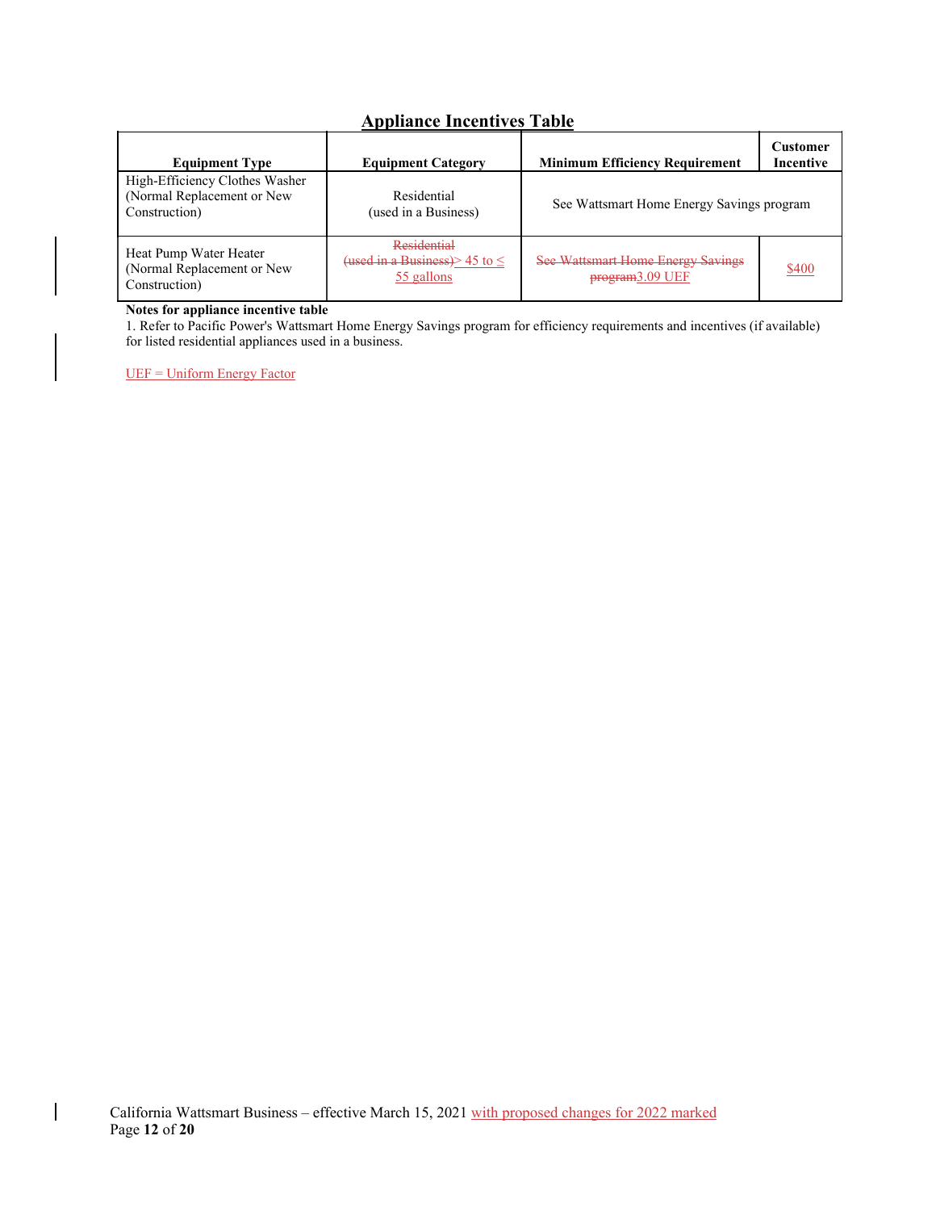## Appliance Incentives Table

| Equipment Type | Equipment Category | Minimum Efficiency Requirement | Customer Incentive |
|---|---|---|---|
| High-Efficiency Clothes Washer (Normal Replacement or New Construction) | Residential (used in a Business) | See Wattsmart Home Energy Savings program | |
| Heat Pump Water Heater (Normal Replacement or New Construction) | ~~Residential (used in a Business)~~ > 45 to ≤ 55 gallons | ~~See Wattsmart Home Energy Savings program~~ 3.09 UEF | $400 |

**Notes for appliance incentive table**

1. Refer to Pacific Power's Wattsmart Home Energy Savings program for efficiency requirements and incentives (if available) for listed residential appliances used in a business.

UEF = Uniform Energy Factor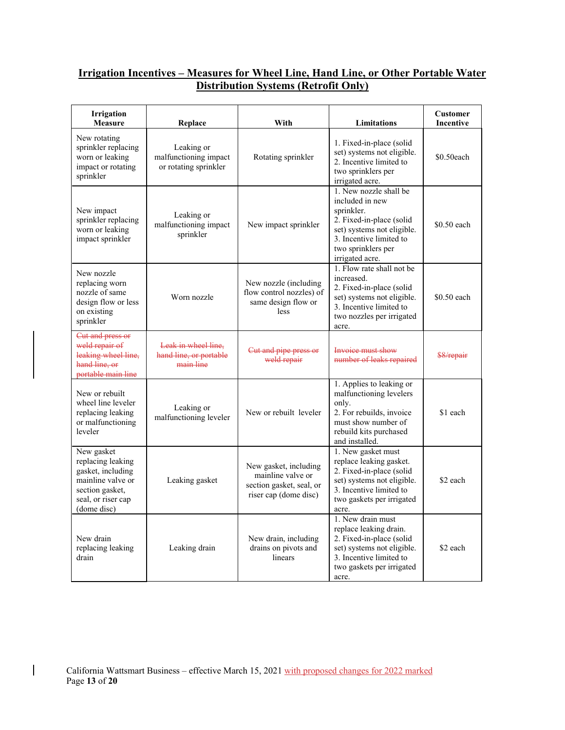## Irrigation Incentives – Measures for Wheel Line, Hand Line, or Other Portable Water Distribution Systems (Retrofit Only)

| Irrigation Measure | Replace | With | Limitations | Customer Incentive |
|---|---|---|---|---|
| New rotating sprinkler replacing worn or leaking impact or rotating sprinkler | Leaking or malfunctioning impact or rotating sprinkler | Rotating sprinkler | 1. Fixed-in-place (solid set) systems not eligible. 2. Incentive limited to two sprinklers per irrigated acre. | $0.50each |
| New impact sprinkler replacing worn or leaking impact sprinkler | Leaking or malfunctioning impact sprinkler | New impact sprinkler | 1. New nozzle shall be included in new sprinkler. 2. Fixed-in-place (solid set) systems not eligible. 3. Incentive limited to two sprinklers per irrigated acre. | $0.50 each |
| New nozzle replacing worn nozzle of same design flow or less on existing sprinkler | Worn nozzle | New nozzle (including flow control nozzles) of same design flow or less | 1. Flow rate shall not be increased. 2. Fixed-in-place (solid set) systems not eligible. 3. Incentive limited to two nozzles per irrigated acre. | $0.50 each |
| ~~Cut and press or weld repair of leaking wheel line, hand line, or portable main line~~ | ~~Leak in wheel line, hand line, or portable main line~~ | ~~Cut and pipe press or weld repair~~ | ~~Invoice must show number of leaks repaired~~ | ~~$8/repair~~ |
| New or rebuilt wheel line leveler replacing leaking or malfunctioning leveler | Leaking or malfunctioning leveler | New or rebuilt leveler | 1. Applies to leaking or malfunctioning levelers only. 2. For rebuilds, invoice must show number of rebuild kits purchased and installed. | $1 each |
| New gasket replacing leaking gasket, including mainline valve or section gasket, seal, or riser cap (dome disc) | Leaking gasket | New gasket, including mainline valve or section gasket, seal, or riser cap (dome disc) | 1. New gasket must replace leaking gasket. 2. Fixed-in-place (solid set) systems not eligible. 3. Incentive limited to two gaskets per irrigated acre. | $2 each |
| New drain replacing leaking drain | Leaking drain | New drain, including drains on pivots and linears | 1. New drain must replace leaking drain. 2. Fixed-in-place (solid set) systems not eligible. 3. Incentive limited to two gaskets per irrigated acre. | $2 each |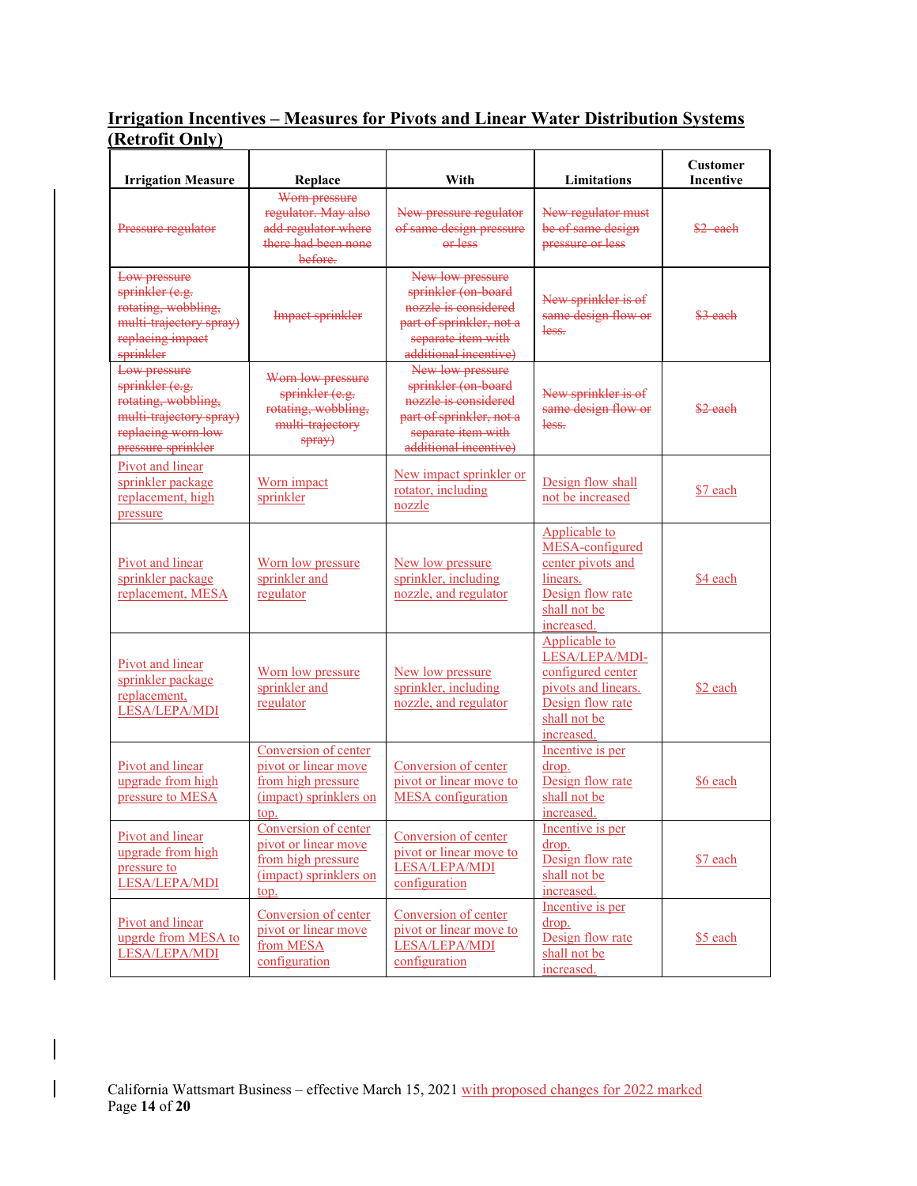## Irrigation Incentives – Measures for Pivots and Linear Water Distribution Systems (Retrofit Only)

| Irrigation Measure | Replace | With | Limitations | Customer Incentive |
|---|---|---|---|---|
| ~~Pressure regulator~~ | ~~Worn pressure regulator. May also add regulator where there had been none before.~~ | ~~New pressure regulator of same design pressure or less~~ | ~~New regulator must be of same design pressure or less~~ | ~~$2 each~~ |
| ~~Low pressure sprinkler (e.g. rotating, wobbling, multi-trajectory spray) replacing impact sprinkler~~ | ~~Impact sprinkler~~ | ~~New low pressure sprinkler (on-board nozzle is considered part of sprinkler, not a separate item with additional incentive)~~ | ~~New sprinkler is of same design flow or less.~~ | ~~$3 each~~ |
| ~~Low pressure sprinkler (e.g. rotating, wobbling, multi-trajectory spray) replacing worn low pressure sprinkler~~ | ~~Worn low pressure sprinkler (e.g. rotating, wobbling, multi-trajectory spray)~~ | ~~New low pressure sprinkler (on-board nozzle is considered part of sprinkler, not a separate item with additional incentive)~~ | ~~New sprinkler is of same design flow or less.~~ | ~~$2 each~~ |
| Pivot and linear sprinkler package replacement, high pressure | Worn impact sprinkler | New impact sprinkler or rotator, including nozzle | Design flow shall not be increased | $7 each |
| Pivot and linear sprinkler package replacement, MESA | Worn low pressure sprinkler and regulator | New low pressure sprinkler, including nozzle, and regulator | Applicable to MESA-configured center pivots and linears. Design flow rate shall not be increased. | $4 each |
| Pivot and linear sprinkler package replacement, LESA/LEPA/MDI | Worn low pressure sprinkler and regulator | New low pressure sprinkler, including nozzle, and regulator | Applicable to LESA/LEPA/MDI-configured center pivots and linears. Design flow rate shall not be increased. | $2 each |
| Pivot and linear upgrade from high pressure to MESA | Conversion of center pivot or linear move from high pressure (impact) sprinklers on top. | Conversion of center pivot or linear move to MESA configuration | Incentive is per drop. Design flow rate shall not be increased. | $6 each |
| Pivot and linear upgrade from high pressure to LESA/LEPA/MDI | Conversion of center pivot or linear move from high pressure (impact) sprinklers on top. | Conversion of center pivot or linear move to LESA/LEPA/MDI configuration | Incentive is per drop. Design flow rate shall not be increased. | $7 each |
| Pivot and linear upgrde from MESA to LESA/LEPA/MDI | Conversion of center pivot or linear move from MESA configuration | Conversion of center pivot or linear move to LESA/LEPA/MDI configuration | Incentive is per drop. Design flow rate shall not be increased. | $5 each |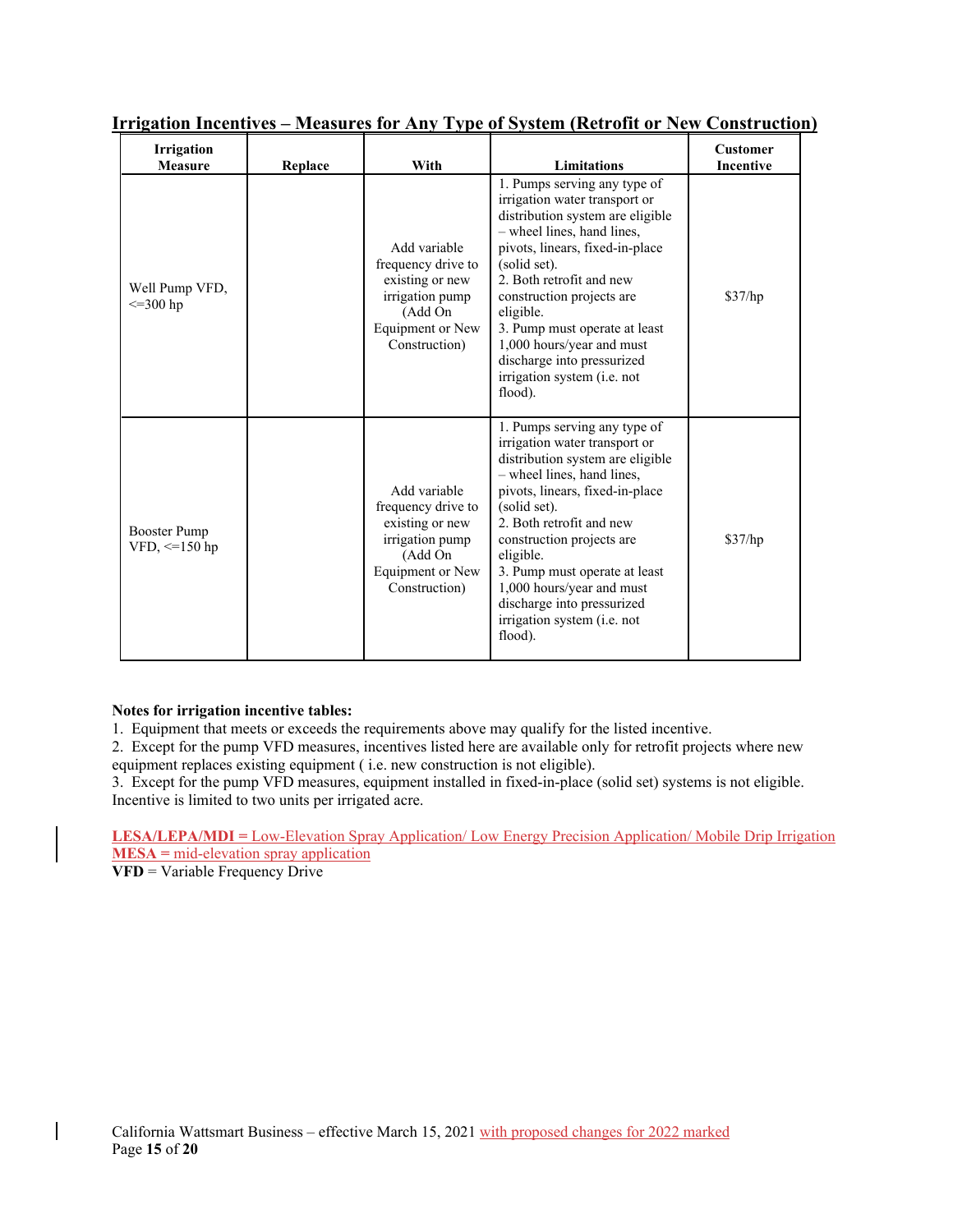## Irrigation Incentives – Measures for Any Type of System (Retrofit or New Construction)

| Irrigation Measure | Replace | With | Limitations | Customer Incentive |
|---|---|---|---|---|
| Well Pump VFD, <=300 hp | | Add variable frequency drive to existing or new irrigation pump (Add On Equipment or New Construction) | 1. Pumps serving any type of irrigation water transport or distribution system are eligible – wheel lines, hand lines, pivots, linears, fixed-in-place (solid set).<br>2. Both retrofit and new construction projects are eligible.<br>3. Pump must operate at least 1,000 hours/year and must discharge into pressurized irrigation system (i.e. not flood). | $37/hp |
| Booster Pump VFD, <=150 hp | | Add variable frequency drive to existing or new irrigation pump (Add On Equipment or New Construction) | 1. Pumps serving any type of irrigation water transport or distribution system are eligible – wheel lines, hand lines, pivots, linears, fixed-in-place (solid set).<br>2. Both retrofit and new construction projects are eligible.<br>3. Pump must operate at least 1,000 hours/year and must discharge into pressurized irrigation system (i.e. not flood). | $37/hp |

**Notes for irrigation incentive tables:**

1. Equipment that meets or exceeds the requirements above may qualify for the listed incentive.
2. Except for the pump VFD measures, incentives listed here are available only for retrofit projects where new equipment replaces existing equipment ( i.e. new construction is not eligible).
3. Except for the pump VFD measures, equipment installed in fixed-in-place (solid set) systems is not eligible. Incentive is limited to two units per irrigated acre.

**LESA/LEPA/MDI =** Low-Elevation Spray Application/ Low Energy Precision Application/ Mobile Drip Irrigation
**MESA** = mid-elevation spray application
**VFD** = Variable Frequency Drive

California Wattsmart Business – effective March 15, 2021 with proposed changes for 2022 marked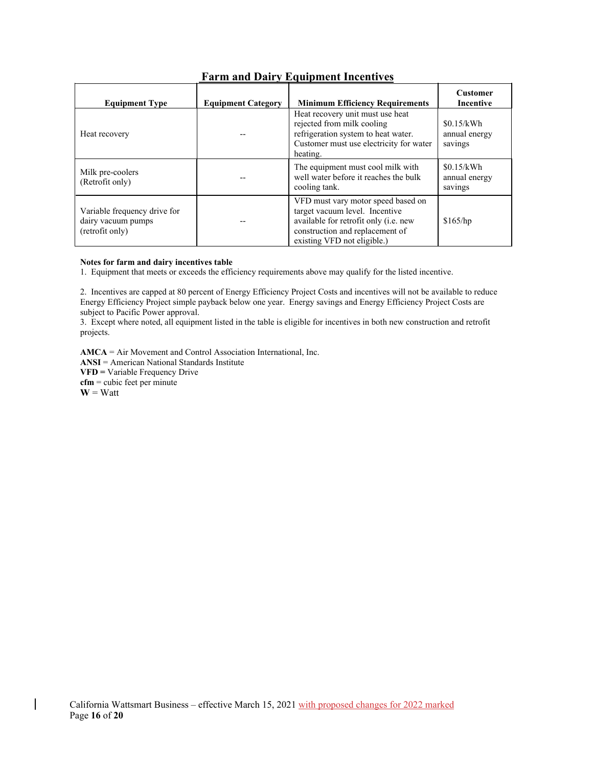## Farm and Dairy Equipment Incentives

| Equipment Type | Equipment Category | Minimum Efficiency Requirements | Customer Incentive |
|---|---|---|---|
| Heat recovery | -- | Heat recovery unit must use heat rejected from milk cooling refrigeration system to heat water. Customer must use electricity for water heating. | $0.15/kWh annual energy savings |
| Milk pre-coolers (Retrofit only) | -- | The equipment must cool milk with well water before it reaches the bulk cooling tank. | $0.15/kWh annual energy savings |
| Variable frequency drive for dairy vacuum pumps (retrofit only) | -- | VFD must vary motor speed based on target vacuum level. Incentive available for retrofit only (i.e. new construction and replacement of existing VFD not eligible.) | $165/hp |

**Notes for farm and dairy incentives table**

1. Equipment that meets or exceeds the efficiency requirements above may qualify for the listed incentive.

2. Incentives are capped at 80 percent of Energy Efficiency Project Costs and incentives will not be available to reduce Energy Efficiency Project simple payback below one year. Energy savings and Energy Efficiency Project Costs are subject to Pacific Power approval.

3. Except where noted, all equipment listed in the table is eligible for incentives in both new construction and retrofit projects.

**AMCA** = Air Movement and Control Association International, Inc.
**ANSI** = American National Standards Institute
**VFD =** Variable Frequency Drive
**cfm** = cubic feet per minute
**W** = Watt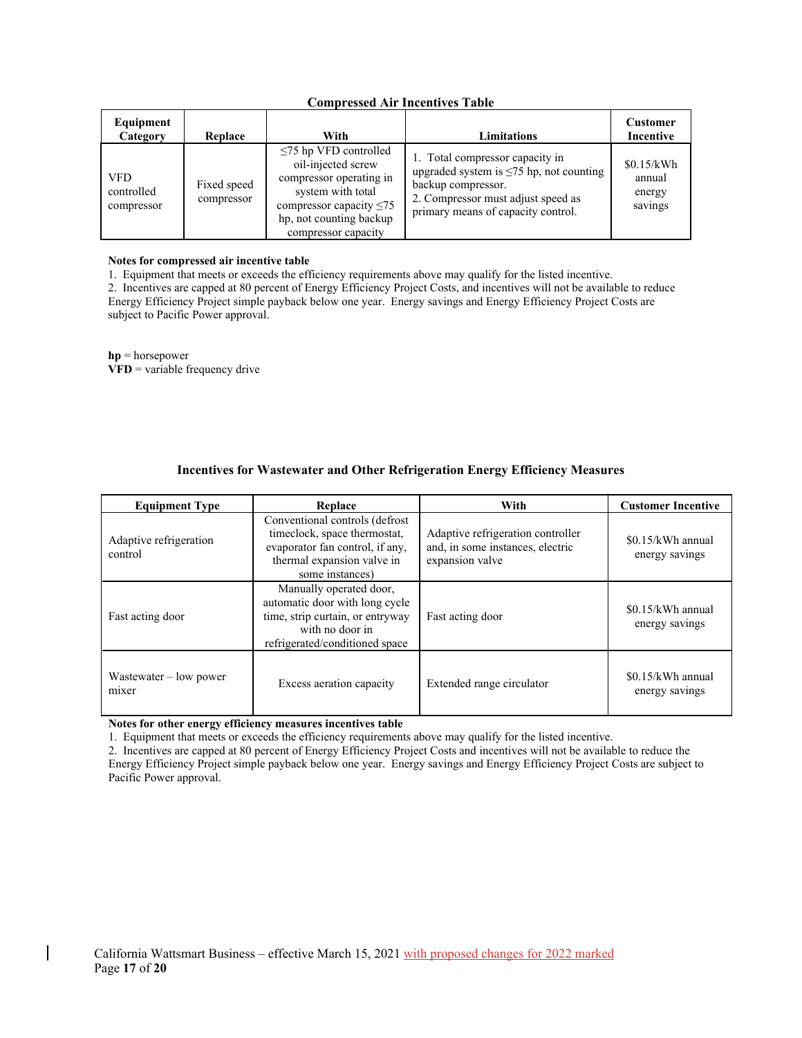**Compressed Air Incentives Table**

| Equipment Category | Replace | With | Limitations | Customer Incentive |
|---|---|---|---|---|
| VFD controlled compressor | Fixed speed compressor | ≤75 hp VFD controlled oil-injected screw compressor operating in system with total compressor capacity ≤75 hp, not counting backup compressor capacity | 1. Total compressor capacity in upgraded system is ≤75 hp, not counting backup compressor. 2. Compressor must adjust speed as primary means of capacity control. | $0.15/kWh annual energy savings |

**Notes for compressed air incentive table**

1. Equipment that meets or exceeds the efficiency requirements above may qualify for the listed incentive.
2. Incentives are capped at 80 percent of Energy Efficiency Project Costs, and incentives will not be available to reduce Energy Efficiency Project simple payback below one year. Energy savings and Energy Efficiency Project Costs are subject to Pacific Power approval.

**hp** = horsepower
**VFD** = variable frequency drive

**Incentives for Wastewater and Other Refrigeration Energy Efficiency Measures**

| Equipment Type | Replace | With | Customer Incentive |
|---|---|---|---|
| Adaptive refrigeration control | Conventional controls (defrost timeclock, space thermostat, evaporator fan control, if any, thermal expansion valve in some instances) | Adaptive refrigeration controller and, in some instances, electric expansion valve | $0.15/kWh annual energy savings |
| Fast acting door | Manually operated door, automatic door with long cycle time, strip curtain, or entryway with no door in refrigerated/conditioned space | Fast acting door | $0.15/kWh annual energy savings |
| Wastewater – low power mixer | Excess aeration capacity | Extended range circulator | $0.15/kWh annual energy savings |

**Notes for other energy efficiency measures incentives table**

1. Equipment that meets or exceeds the efficiency requirements above may qualify for the listed incentive.
2. Incentives are capped at 80 percent of Energy Efficiency Project Costs and incentives will not be available to reduce the Energy Efficiency Project simple payback below one year. Energy savings and Energy Efficiency Project Costs are subject to Pacific Power approval.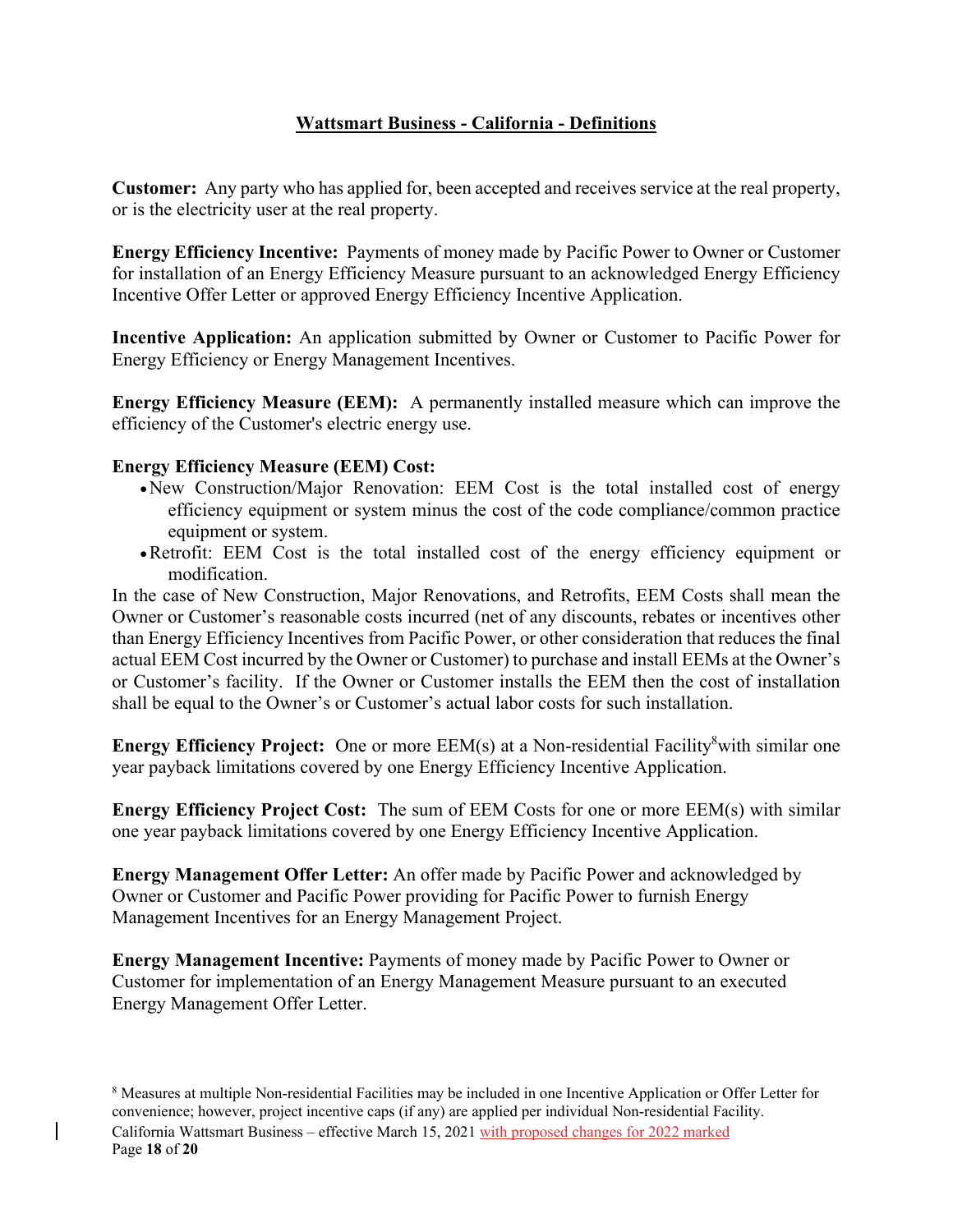## Wattsmart Business - California - Definitions

**Customer:** Any party who has applied for, been accepted and receives service at the real property, or is the electricity user at the real property.

**Energy Efficiency Incentive:** Payments of money made by Pacific Power to Owner or Customer for installation of an Energy Efficiency Measure pursuant to an acknowledged Energy Efficiency Incentive Offer Letter or approved Energy Efficiency Incentive Application.

**Incentive Application:** An application submitted by Owner or Customer to Pacific Power for Energy Efficiency or Energy Management Incentives.

**Energy Efficiency Measure (EEM):** A permanently installed measure which can improve the efficiency of the Customer's electric energy use.

**Energy Efficiency Measure (EEM) Cost:**

- New Construction/Major Renovation: EEM Cost is the total installed cost of energy efficiency equipment or system minus the cost of the code compliance/common practice equipment or system.
- Retrofit: EEM Cost is the total installed cost of the energy efficiency equipment or modification.

In the case of New Construction, Major Renovations, and Retrofits, EEM Costs shall mean the Owner or Customer's reasonable costs incurred (net of any discounts, rebates or incentives other than Energy Efficiency Incentives from Pacific Power, or other consideration that reduces the final actual EEM Cost incurred by the Owner or Customer) to purchase and install EEMs at the Owner's or Customer's facility. If the Owner or Customer installs the EEM then the cost of installation shall be equal to the Owner's or Customer's actual labor costs for such installation.

**Energy Efficiency Project:** One or more EEM(s) at a Non-residential Facility[8] with similar one year payback limitations covered by one Energy Efficiency Incentive Application.

**Energy Efficiency Project Cost:** The sum of EEM Costs for one or more EEM(s) with similar one year payback limitations covered by one Energy Efficiency Incentive Application.

**Energy Management Offer Letter:** An offer made by Pacific Power and acknowledged by Owner or Customer and Pacific Power providing for Pacific Power to furnish Energy Management Incentives for an Energy Management Project.

**Energy Management Incentive:** Payments of money made by Pacific Power to Owner or Customer for implementation of an Energy Management Measure pursuant to an executed Energy Management Offer Letter.

[8] Measures at multiple Non-residential Facilities may be included in one Incentive Application or Offer Letter for convenience; however, project incentive caps (if any) are applied per individual Non-residential Facility.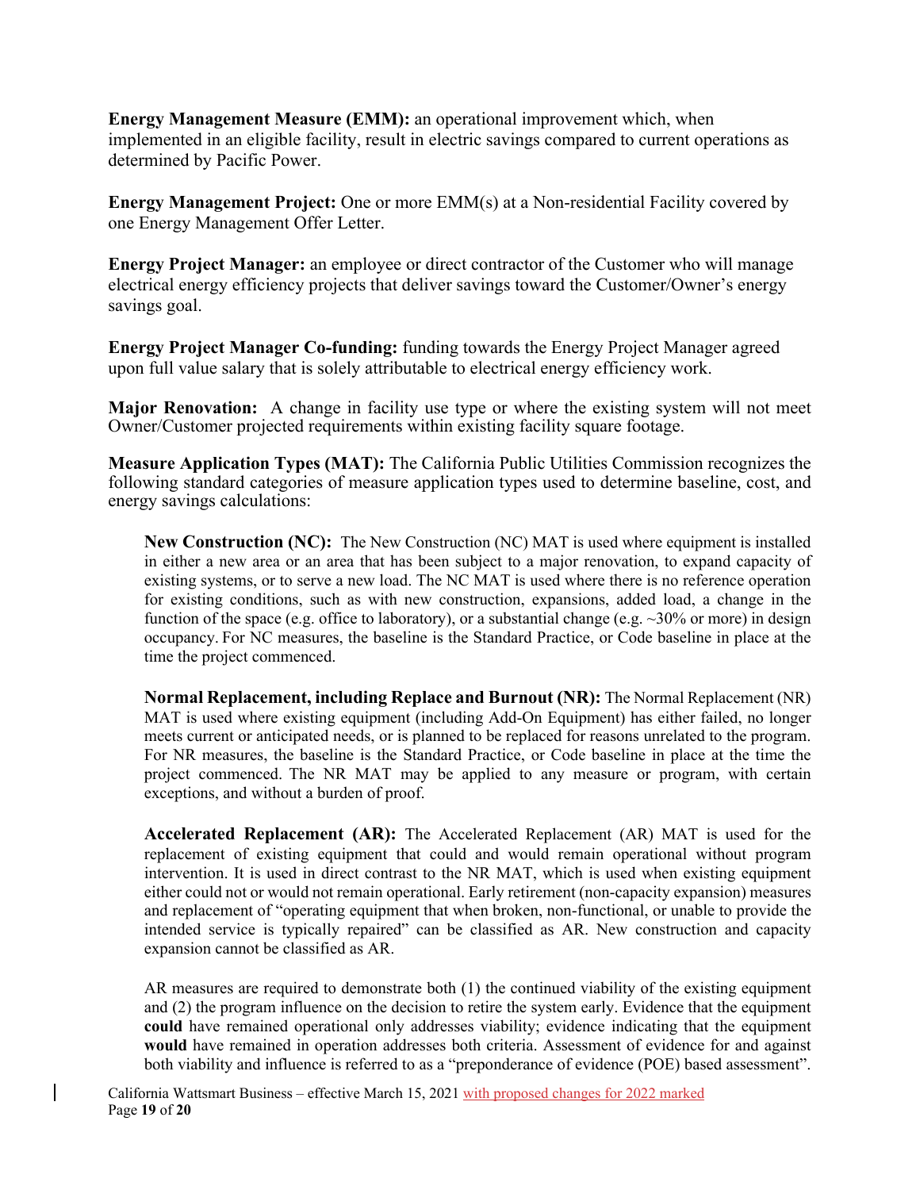**Energy Management Measure (EMM):** an operational improvement which, when implemented in an eligible facility, result in electric savings compared to current operations as determined by Pacific Power.

**Energy Management Project:** One or more EMM(s) at a Non-residential Facility covered by one Energy Management Offer Letter.

**Energy Project Manager:** an employee or direct contractor of the Customer who will manage electrical energy efficiency projects that deliver savings toward the Customer/Owner's energy savings goal.

**Energy Project Manager Co-funding:** funding towards the Energy Project Manager agreed upon full value salary that is solely attributable to electrical energy efficiency work.

**Major Renovation:** A change in facility use type or where the existing system will not meet Owner/Customer projected requirements within existing facility square footage.

**Measure Application Types (MAT):** The California Public Utilities Commission recognizes the following standard categories of measure application types used to determine baseline, cost, and energy savings calculations:

> **New Construction (NC):** The New Construction (NC) MAT is used where equipment is installed in either a new area or an area that has been subject to a major renovation, to expand capacity of existing systems, or to serve a new load. The NC MAT is used where there is no reference operation for existing conditions, such as with new construction, expansions, added load, a change in the function of the space (e.g. office to laboratory), or a substantial change (e.g. ~30% or more) in design occupancy. For NC measures, the baseline is the Standard Practice, or Code baseline in place at the time the project commenced.
>
> **Normal Replacement, including Replace and Burnout (NR):** The Normal Replacement (NR) MAT is used where existing equipment (including Add-On Equipment) has either failed, no longer meets current or anticipated needs, or is planned to be replaced for reasons unrelated to the program. For NR measures, the baseline is the Standard Practice, or Code baseline in place at the time the project commenced. The NR MAT may be applied to any measure or program, with certain exceptions, and without a burden of proof.
>
> **Accelerated Replacement (AR):** The Accelerated Replacement (AR) MAT is used for the replacement of existing equipment that could and would remain operational without program intervention. It is used in direct contrast to the NR MAT, which is used when existing equipment either could not or would not remain operational. Early retirement (non-capacity expansion) measures and replacement of "operating equipment that when broken, non-functional, or unable to provide the intended service is typically repaired" can be classified as AR. New construction and capacity expansion cannot be classified as AR.
>
> AR measures are required to demonstrate both (1) the continued viability of the existing equipment and (2) the program influence on the decision to retire the system early. Evidence that the equipment **could** have remained operational only addresses viability; evidence indicating that the equipment **would** have remained in operation addresses both criteria. Assessment of evidence for and against both viability and influence is referred to as a "preponderance of evidence (POE) based assessment".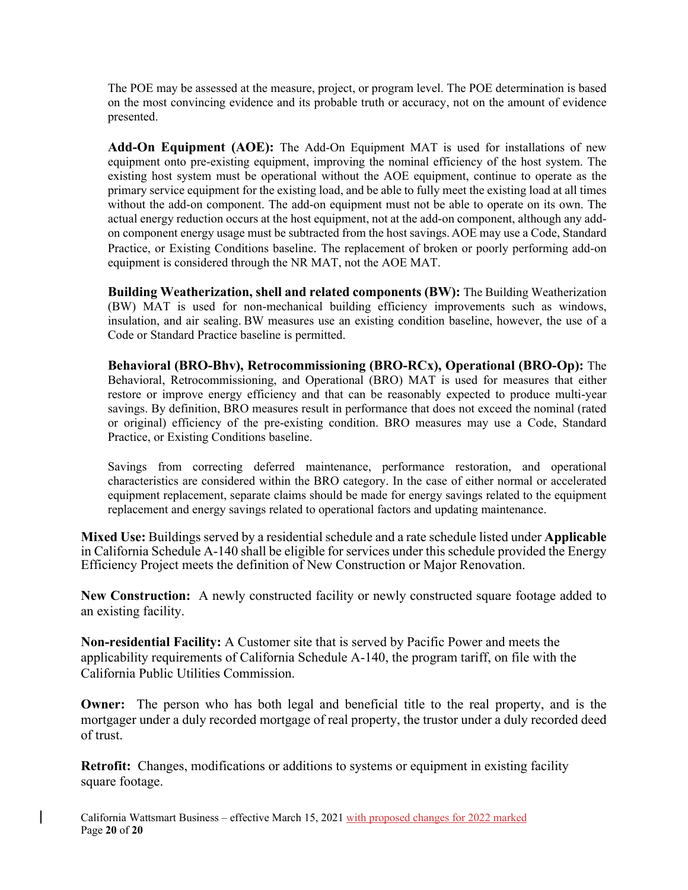The POE may be assessed at the measure, project, or program level. The POE determination is based on the most convincing evidence and its probable truth or accuracy, not on the amount of evidence presented.

**Add-On Equipment (AOE):** The Add-On Equipment MAT is used for installations of new equipment onto pre-existing equipment, improving the nominal efficiency of the host system. The existing host system must be operational without the AOE equipment, continue to operate as the primary service equipment for the existing load, and be able to fully meet the existing load at all times without the add-on component. The add-on equipment must not be able to operate on its own. The actual energy reduction occurs at the host equipment, not at the add-on component, although any add-on component energy usage must be subtracted from the host savings. AOE may use a Code, Standard Practice, or Existing Conditions baseline. The replacement of broken or poorly performing add-on equipment is considered through the NR MAT, not the AOE MAT.

**Building Weatherization, shell and related components (BW):** The Building Weatherization (BW) MAT is used for non-mechanical building efficiency improvements such as windows, insulation, and air sealing. BW measures use an existing condition baseline, however, the use of a Code or Standard Practice baseline is permitted.

**Behavioral (BRO-Bhv), Retrocommissioning (BRO-RCx), Operational (BRO-Op):** The Behavioral, Retrocommissioning, and Operational (BRO) MAT is used for measures that either restore or improve energy efficiency and that can be reasonably expected to produce multi-year savings. By definition, BRO measures result in performance that does not exceed the nominal (rated or original) efficiency of the pre-existing condition. BRO measures may use a Code, Standard Practice, or Existing Conditions baseline.

Savings from correcting deferred maintenance, performance restoration, and operational characteristics are considered within the BRO category. In the case of either normal or accelerated equipment replacement, separate claims should be made for energy savings related to the equipment replacement and energy savings related to operational factors and updating maintenance.

**Mixed Use:** Buildings served by a residential schedule and a rate schedule listed under **Applicable** in California Schedule A-140 shall be eligible for services under this schedule provided the Energy Efficiency Project meets the definition of New Construction or Major Renovation.

**New Construction:** A newly constructed facility or newly constructed square footage added to an existing facility.

**Non-residential Facility:** A Customer site that is served by Pacific Power and meets the applicability requirements of California Schedule A-140, the program tariff, on file with the California Public Utilities Commission.

**Owner:** The person who has both legal and beneficial title to the real property, and is the mortgager under a duly recorded mortgage of real property, the trustor under a duly recorded deed of trust.

**Retrofit:** Changes, modifications or additions to systems or equipment in existing facility square footage.